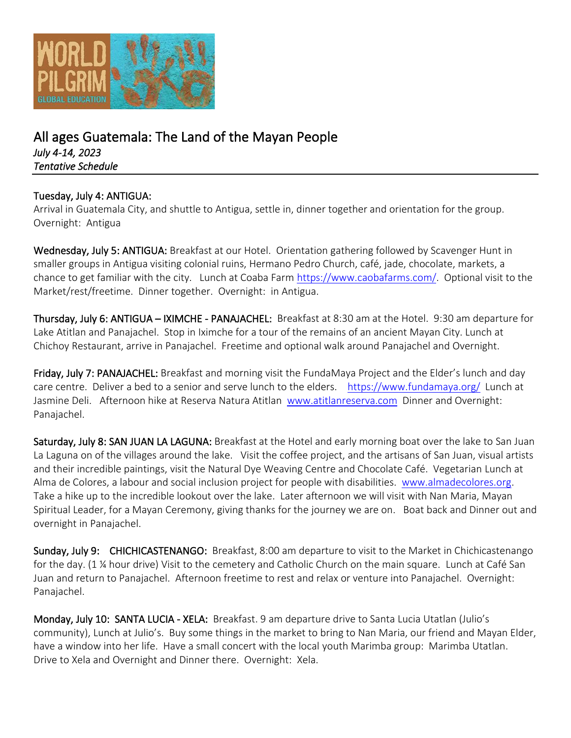WORLD PILGRIM
GLOBAL EDUCATION

# All ages Guatemala: The Land of the Mayan People

*July 4-14, 2023*
*Tentative Schedule*

---

Tuesday, July 4: ANTIGUA:
Arrival in Guatemala City, and shuttle to Antigua, settle in, dinner together and orientation for the group. Overnight: Antigua

Wednesday, July 5: ANTIGUA: Breakfast at our Hotel. Orientation gathering followed by Scavenger Hunt in smaller groups in Antigua visiting colonial ruins, Hermano Pedro Church, café, jade, chocolate, markets, a chance to get familiar with the city. Lunch at Coaba Farm https://www.caobafarms.com/. Optional visit to the Market/rest/freetime. Dinner together. Overnight: in Antigua.

Thursday, July 6: ANTIGUA – IXIMCHE - PANAJACHEL: Breakfast at 8:30 am at the Hotel. 9:30 am departure for Lake Atitlan and Panajachel. Stop in Iximche for a tour of the remains of an ancient Mayan City. Lunch at Chichoy Restaurant, arrive in Panajachel. Freetime and optional walk around Panajachel and Overnight.

Friday, July 7: PANAJACHEL: Breakfast and morning visit the FundaMaya Project and the Elder's lunch and day care centre. Deliver a bed to a senior and serve lunch to the elders. https://www.fundamaya.org/ Lunch at Jasmine Deli. Afternoon hike at Reserva Natura Atitlan www.atitlanreserva.com Dinner and Overnight: Panajachel.

Saturday, July 8: SAN JUAN LA LAGUNA: Breakfast at the Hotel and early morning boat over the lake to San Juan La Laguna on of the villages around the lake. Visit the coffee project, and the artisans of San Juan, visual artists and their incredible paintings, visit the Natural Dye Weaving Centre and Chocolate Café. Vegetarian Lunch at Alma de Colores, a labour and social inclusion project for people with disabilities. www.almadecolores.org. Take a hike up to the incredible lookout over the lake. Later afternoon we will visit with Nan Maria, Mayan Spiritual Leader, for a Mayan Ceremony, giving thanks for the journey we are on. Boat back and Dinner out and overnight in Panajachel.

Sunday, July 9: CHICHICASTENANGO: Breakfast, 8:00 am departure to visit to the Market in Chichicastenango for the day. (1 ¼ hour drive) Visit to the cemetery and Catholic Church on the main square. Lunch at Café San Juan and return to Panajachel. Afternoon freetime to rest and relax or venture into Panajachel. Overnight: Panajachel.

Monday, July 10: SANTA LUCIA - XELA: Breakfast. 9 am departure drive to Santa Lucia Utatlan (Julio's community), Lunch at Julio's. Buy some things in the market to bring to Nan Maria, our friend and Mayan Elder, have a window into her life. Have a small concert with the local youth Marimba group: Marimba Utatlan. Drive to Xela and Overnight and Dinner there. Overnight: Xela.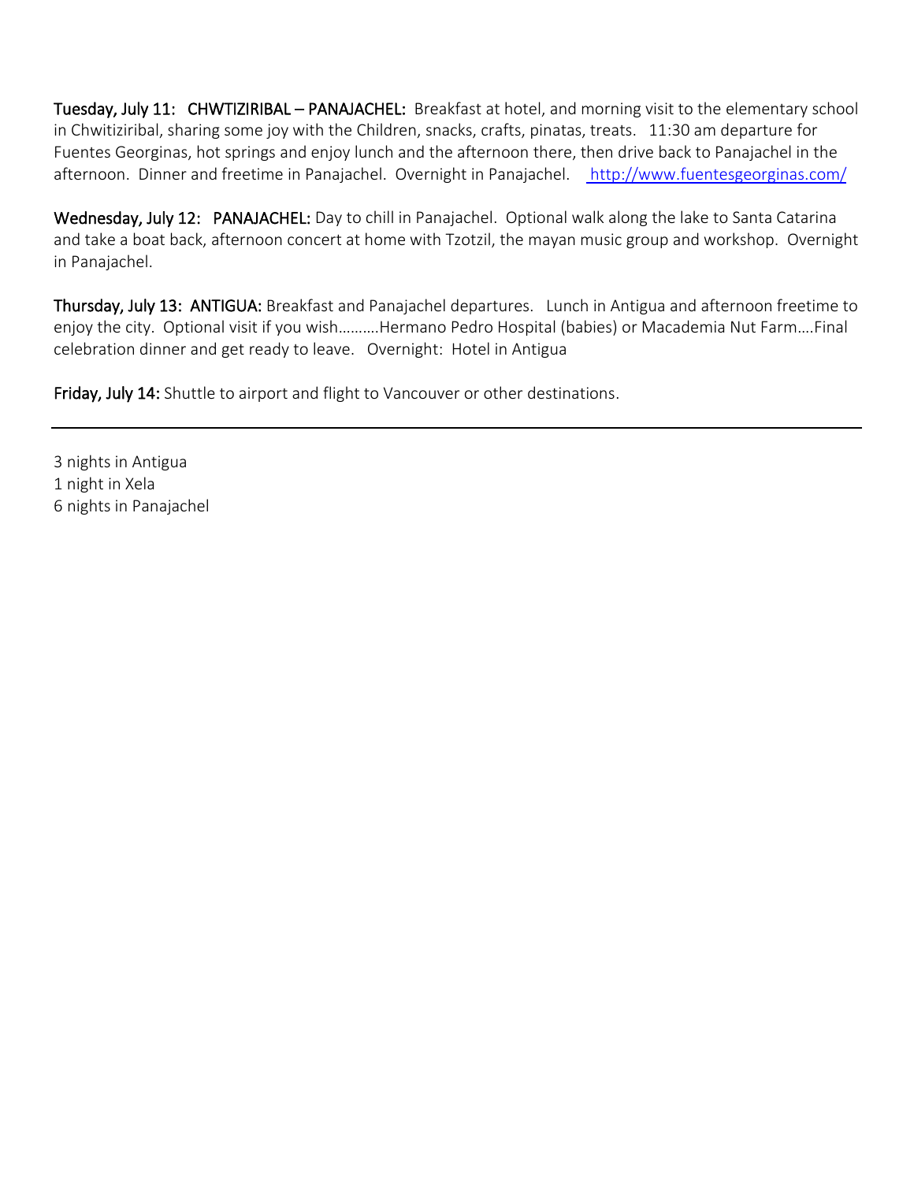**Tuesday, July 11: CHWTIZIRIBAL – PANAJACHEL:** Breakfast at hotel, and morning visit to the elementary school in Chwitiziribal, sharing some joy with the Children, snacks, crafts, pinatas, treats. 11:30 am departure for Fuentes Georginas, hot springs and enjoy lunch and the afternoon there, then drive back to Panajachel in the afternoon. Dinner and freetime in Panajachel. Overnight in Panajachel. [http://www.fuentesgeorginas.com/](http://www.fuentesgeorginas.com/)

**Wednesday, July 12: PANAJACHEL:** Day to chill in Panajachel. Optional walk along the lake to Santa Catarina and take a boat back, afternoon concert at home with Tzotzil, the mayan music group and workshop. Overnight in Panajachel.

**Thursday, July 13: ANTIGUA:** Breakfast and Panajachel departures. Lunch in Antigua and afternoon freetime to enjoy the city. Optional visit if you wish……….Hermano Pedro Hospital (babies) or Macademia Nut Farm….Final celebration dinner and get ready to leave. Overnight: Hotel in Antigua

**Friday, July 14:** Shuttle to airport and flight to Vancouver or other destinations.

---

3 nights in Antigua
1 night in Xela
6 nights in Panajachel